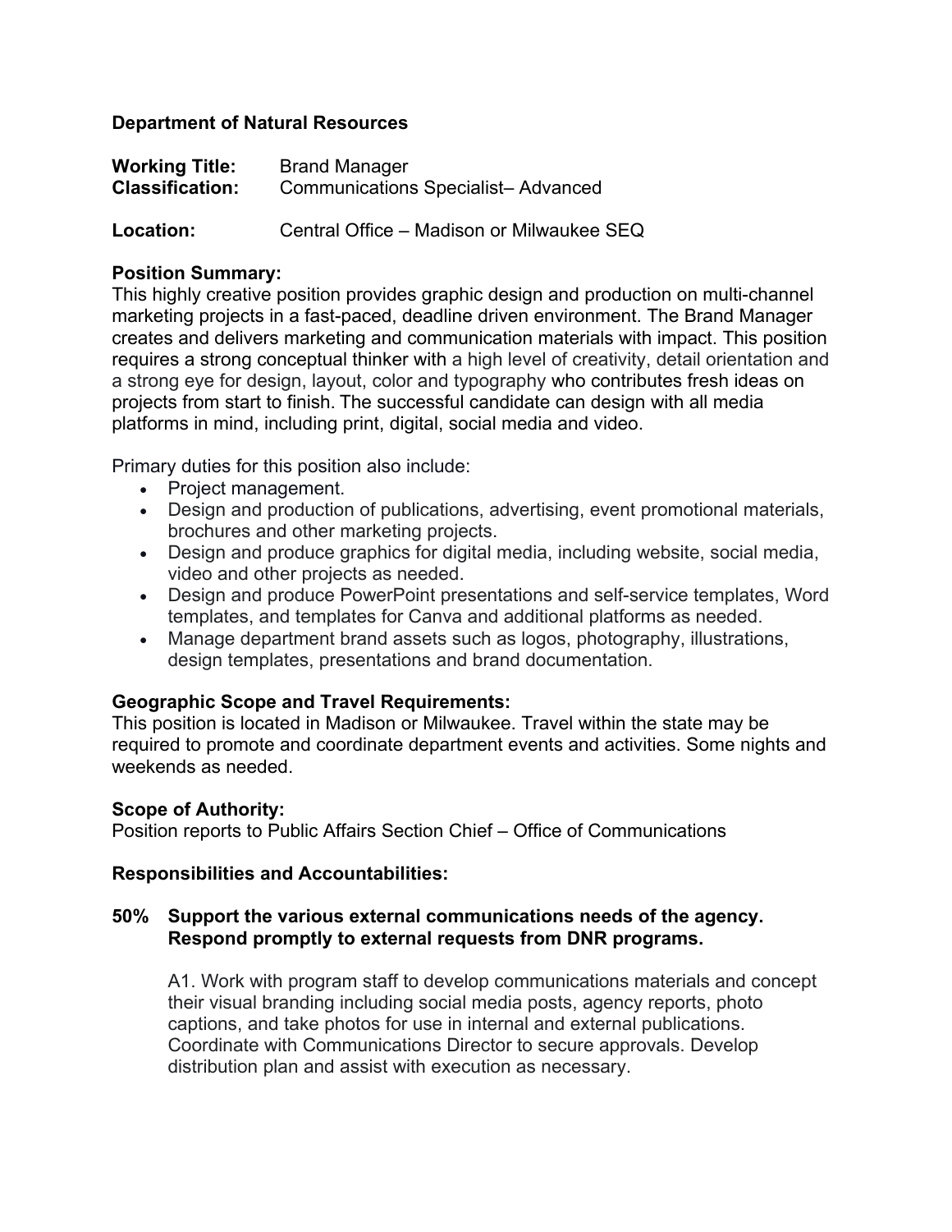**Department of Natural Resources**

**Working Title:** Brand Manager
**Classification:** Communications Specialist– Advanced

**Location:** Central Office – Madison or Milwaukee SEQ

**Position Summary:**
This highly creative position provides graphic design and production on multi-channel marketing projects in a fast-paced, deadline driven environment. The Brand Manager creates and delivers marketing and communication materials with impact. This position requires a strong conceptual thinker with a high level of creativity, detail orientation and a strong eye for design, layout, color and typography who contributes fresh ideas on projects from start to finish. The successful candidate can design with all media platforms in mind, including print, digital, social media and video.

Primary duties for this position also include:

- Project management.
- Design and production of publications, advertising, event promotional materials, brochures and other marketing projects.
- Design and produce graphics for digital media, including website, social media, video and other projects as needed.
- Design and produce PowerPoint presentations and self-service templates, Word templates, and templates for Canva and additional platforms as needed.
- Manage department brand assets such as logos, photography, illustrations, design templates, presentations and brand documentation.

**Geographic Scope and Travel Requirements:**
This position is located in Madison or Milwaukee. Travel within the state may be required to promote and coordinate department events and activities. Some nights and weekends as needed.

**Scope of Authority:**
Position reports to Public Affairs Section Chief – Office of Communications

**Responsibilities and Accountabilities:**

**50% Support the various external communications needs of the agency. Respond promptly to external requests from DNR programs.**

A1. Work with program staff to develop communications materials and concept their visual branding including social media posts, agency reports, photo captions, and take photos for use in internal and external publications. Coordinate with Communications Director to secure approvals. Develop distribution plan and assist with execution as necessary.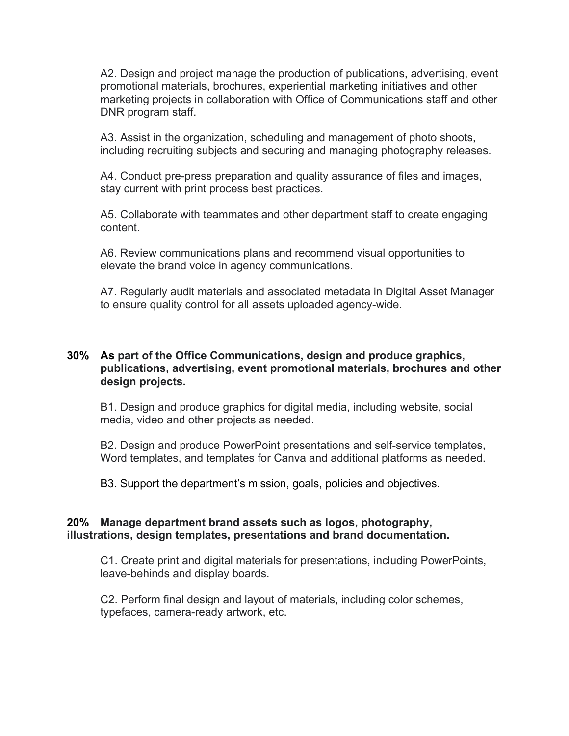A2. Design and project manage the production of publications, advertising, event promotional materials, brochures, experiential marketing initiatives and other marketing projects in collaboration with Office of Communications staff and other DNR program staff.

A3. Assist in the organization, scheduling and management of photo shoots, including recruiting subjects and securing and managing photography releases.

A4. Conduct pre-press preparation and quality assurance of files and images, stay current with print process best practices.

A5. Collaborate with teammates and other department staff to create engaging content.

A6. Review communications plans and recommend visual opportunities to elevate the brand voice in agency communications.

A7. Regularly audit materials and associated metadata in Digital Asset Manager to ensure quality control for all assets uploaded agency-wide.

**30% As part of the Office Communications, design and produce graphics, publications, advertising, event promotional materials, brochures and other design projects.**

B1. Design and produce graphics for digital media, including website, social media, video and other projects as needed.

B2. Design and produce PowerPoint presentations and self-service templates, Word templates, and templates for Canva and additional platforms as needed.

B3. Support the department's mission, goals, policies and objectives.

**20% Manage department brand assets such as logos, photography, illustrations, design templates, presentations and brand documentation.**

C1. Create print and digital materials for presentations, including PowerPoints, leave-behinds and display boards.

C2. Perform final design and layout of materials, including color schemes, typefaces, camera-ready artwork, etc.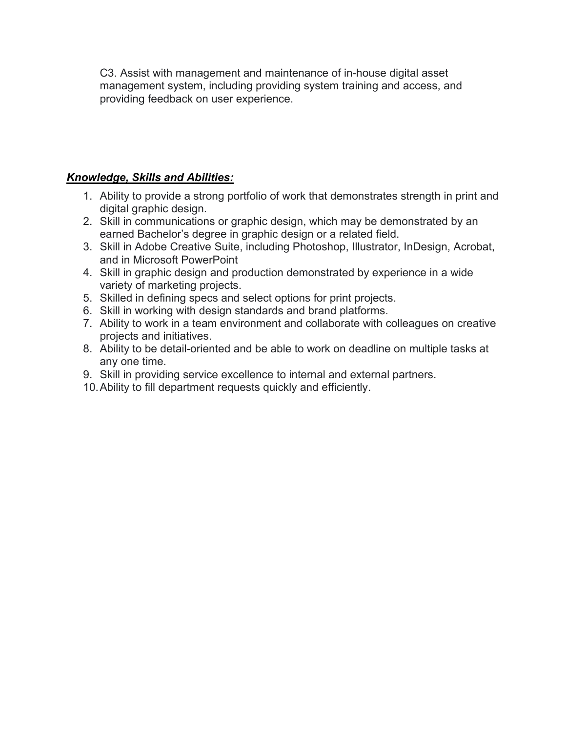C3. Assist with management and maintenance of in-house digital asset management system, including providing system training and access, and providing feedback on user experience.

***Knowledge, Skills and Abilities:***

1. Ability to provide a strong portfolio of work that demonstrates strength in print and digital graphic design.
2. Skill in communications or graphic design, which may be demonstrated by an earned Bachelor's degree in graphic design or a related field.
3. Skill in Adobe Creative Suite, including Photoshop, Illustrator, InDesign, Acrobat, and in Microsoft PowerPoint
4. Skill in graphic design and production demonstrated by experience in a wide variety of marketing projects.
5. Skilled in defining specs and select options for print projects.
6. Skill in working with design standards and brand platforms.
7. Ability to work in a team environment and collaborate with colleagues on creative projects and initiatives.
8. Ability to be detail-oriented and be able to work on deadline on multiple tasks at any one time.
9. Skill in providing service excellence to internal and external partners.
10. Ability to fill department requests quickly and efficiently.